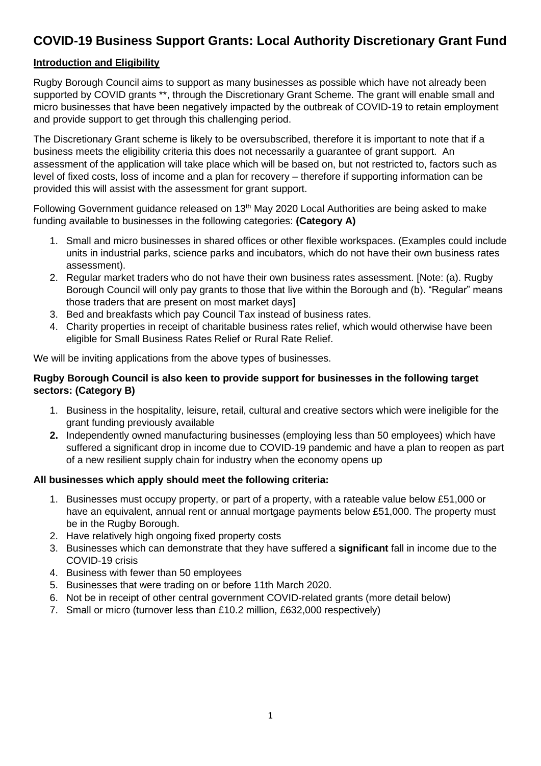# COVID-19 Business Support Grants: Local Authority Discretionary Grant Fund

## Introduction and Eligibility

Rugby Borough Council aims to support as many businesses as possible which have not already been supported by COVID grants **, through the Discretionary Grant Scheme. The grant will enable small and micro businesses that have been negatively impacted by the outbreak of COVID-19 to retain employment and provide support to get through this challenging period.

The Discretionary Grant scheme is likely to be oversubscribed, therefore it is important to note that if a business meets the eligibility criteria this does not necessarily a guarantee of grant support. An assessment of the application will take place which will be based on, but not restricted to, factors such as level of fixed costs, loss of income and a plan for recovery – therefore if supporting information can be provided this will assist with the assessment for grant support.

Following Government guidance released on 13th May 2020 Local Authorities are being asked to make funding available to businesses in the following categories: **(Category A)**

1. Small and micro businesses in shared offices or other flexible workspaces. (Examples could include units in industrial parks, science parks and incubators, which do not have their own business rates assessment).
2. Regular market traders who do not have their own business rates assessment. [Note: (a). Rugby Borough Council will only pay grants to those that live within the Borough and (b). "Regular" means those traders that are present on most market days]
3. Bed and breakfasts which pay Council Tax instead of business rates.
4. Charity properties in receipt of charitable business rates relief, which would otherwise have been eligible for Small Business Rates Relief or Rural Rate Relief.

We will be inviting applications from the above types of businesses.

**Rugby Borough Council is also keen to provide support for businesses in the following target sectors: (Category B)**

1. Business in the hospitality, leisure, retail, cultural and creative sectors which were ineligible for the grant funding previously available
2. Independently owned manufacturing businesses (employing less than 50 employees) which have suffered a significant drop in income due to COVID-19 pandemic and have a plan to reopen as part of a new resilient supply chain for industry when the economy opens up

**All businesses which apply should meet the following criteria:**

1. Businesses must occupy property, or part of a property, with a rateable value below £51,000 or have an equivalent, annual rent or annual mortgage payments below £51,000. The property must be in the Rugby Borough.
2. Have relatively high ongoing fixed property costs
3. Businesses which can demonstrate that they have suffered a **significant** fall in income due to the COVID-19 crisis
4. Business with fewer than 50 employees
5. Businesses that were trading on or before 11th March 2020.
6. Not be in receipt of other central government COVID-related grants (more detail below)
7. Small or micro (turnover less than £10.2 million, £632,000 respectively)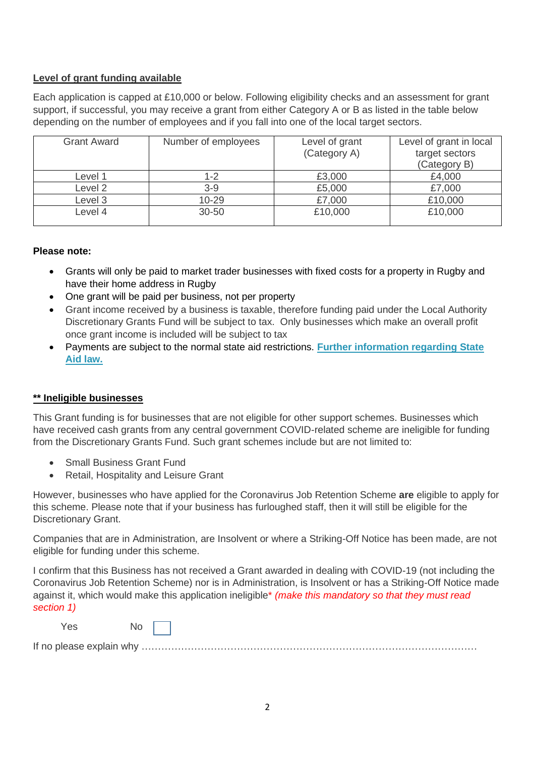**Level of grant funding available**

Each application is capped at £10,000 or below. Following eligibility checks and an assessment for grant support, if successful, you may receive a grant from either Category A or B as listed in the table below depending on the number of employees and if you fall into one of the local target sectors.

| Grant Award | Number of employees | Level of grant (Category A) | Level of grant in local target sectors (Category B) |
|---|---|---|---|
| Level 1 | 1-2 | £3,000 | £4,000 |
| Level 2 | 3-9 | £5,000 | £7,000 |
| Level 3 | 10-29 | £7,000 | £10,000 |
| Level 4 | 30-50 | £10,000 | £10,000 |

**Please note:**

- Grants will only be paid to market trader businesses with fixed costs for a property in Rugby and have their home address in Rugby
- One grant will be paid per business, not per property
- Grant income received by a business is taxable, therefore funding paid under the Local Authority Discretionary Grants Fund will be subject to tax. Only businesses which make an overall profit once grant income is included will be subject to tax
- Payments are subject to the normal state aid restrictions. **Further information regarding State Aid law.**

**\*\* Ineligible businesses**

This Grant funding is for businesses that are not eligible for other support schemes. Businesses which have received cash grants from any central government COVID-related scheme are ineligible for funding from the Discretionary Grants Fund. Such grant schemes include but are not limited to:

- Small Business Grant Fund
- Retail, Hospitality and Leisure Grant

However, businesses who have applied for the Coronavirus Job Retention Scheme **are** eligible to apply for this scheme. Please note that if your business has furloughed staff, then it will still be eligible for the Discretionary Grant.

Companies that are in Administration, are Insolvent or where a Striking-Off Notice has been made, are not eligible for funding under this scheme.

I confirm that this Business has not received a Grant awarded in dealing with COVID-19 (not including the Coronavirus Job Retention Scheme) nor is in Administration, is Insolvent or has a Striking-Off Notice made against it, which would make this application ineligible* *(make this mandatory so that they must read section 1)*

Yes No ☐

If no please explain why ……………………………………………………………………………………………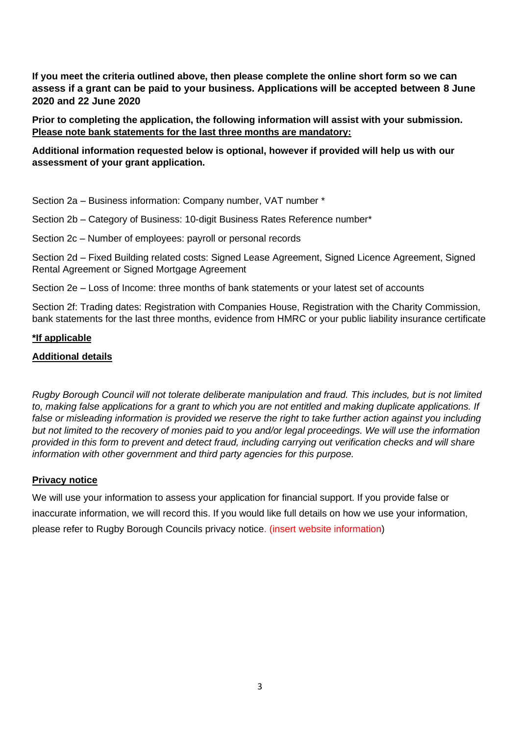**If you meet the criteria outlined above, then please complete the online short form so we can assess if a grant can be paid to your business. Applications will be accepted between 8 June 2020 and 22 June 2020**

**Prior to completing the application, the following information will assist with your submission. <u>Please note bank statements for the last three months are mandatory:</u>**

**Additional information requested below is optional, however if provided will help us with our assessment of your grant application.**

Section 2a – Business information: Company number, VAT number *

Section 2b – Category of Business: 10-digit Business Rates Reference number*

Section 2c – Number of employees: payroll or personal records

Section 2d – Fixed Building related costs: Signed Lease Agreement, Signed Licence Agreement, Signed Rental Agreement or Signed Mortgage Agreement

Section 2e – Loss of Income: three months of bank statements or your latest set of accounts

Section 2f: Trading dates: Registration with Companies House, Registration with the Charity Commission, bank statements for the last three months, evidence from HMRC or your public liability insurance certificate

**<u>*If applicable</u>**

**<u>Additional details</u>**

*Rugby Borough Council will not tolerate deliberate manipulation and fraud. This includes, but is not limited to, making false applications for a grant to which you are not entitled and making duplicate applications. If false or misleading information is provided we reserve the right to take further action against you including but not limited to the recovery of monies paid to you and/or legal proceedings. We will use the information provided in this form to prevent and detect fraud, including carrying out verification checks and will share information with other government and third party agencies for this purpose.*

**<u>Privacy notice</u>**

We will use your information to assess your application for financial support. If you provide false or inaccurate information, we will record this. If you would like full details on how we use your information, please refer to Rugby Borough Councils privacy notice. (insert website information)